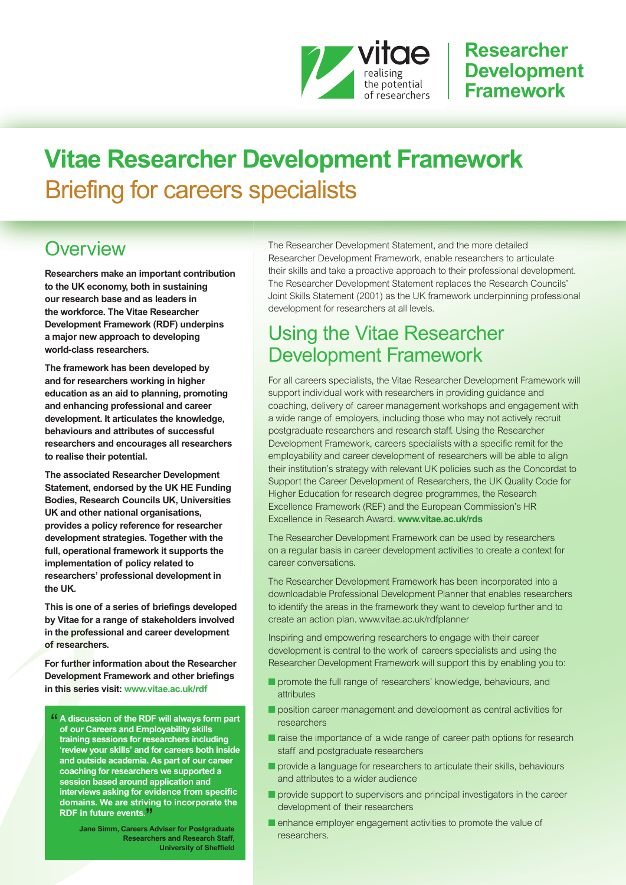vitae — realising the potential of researchers | **Researcher Development Framework**

# Vitae Researcher Development Framework
## Briefing for careers specialists

## Overview

**Researchers make an important contribution to the UK economy, both in sustaining our research base and as leaders in the workforce. The Vitae Researcher Development Framework (RDF) underpins a major new approach to developing world-class researchers.**

**The framework has been developed by and for researchers working in higher education as an aid to planning, promoting and enhancing professional and career development. It articulates the knowledge, behaviours and attributes of successful researchers and encourages all researchers to realise their potential.**

**The associated Researcher Development Statement, endorsed by the UK HE Funding Bodies, Research Councils UK, Universities UK and other national organisations, provides a policy reference for researcher development strategies. Together with the full, operational framework it supports the implementation of policy related to researchers' professional development in the UK.**

**This is one of a series of briefings developed by Vitae for a range of stakeholders involved in the professional and career development of researchers.**

**For further information about the Researcher Development Framework and other briefings in this series visit: www.vitae.ac.uk/rdf**

> **"A discussion of the RDF will always form part of our Careers and Employability skills training sessions for researchers including 'review your skills' and for careers both inside and outside academia. As part of our career coaching for researchers we supported a session based around application and interviews asking for evidence from specific domains. We are striving to incorporate the RDF in future events."**
>
> **Jane Simm, Careers Adviser for Postgraduate Researchers and Research Staff, University of Sheffield**

The Researcher Development Statement, and the more detailed Researcher Development Framework, enable researchers to articulate their skills and take a proactive approach to their professional development. The Researcher Development Statement replaces the Research Councils' Joint Skills Statement (2001) as the UK framework underpinning professional development for researchers at all levels.

## Using the Vitae Researcher Development Framework

For all careers specialists, the Vitae Researcher Development Framework will support individual work with researchers in providing guidance and coaching, delivery of career management workshops and engagement with a wide range of employers, including those who may not actively recruit postgraduate researchers and research staff. Using the Researcher Development Framework, careers specialists with a specific remit for the employability and career development of researchers will be able to align their institution's strategy with relevant UK policies such as the Concordat to Support the Career Development of Researchers, the UK Quality Code for Higher Education for research degree programmes, the Research Excellence Framework (REF) and the European Commission's HR Excellence in Research Award. **www.vitae.ac.uk/rds**

The Researcher Development Framework can be used by researchers on a regular basis in career development activities to create a context for career conversations.

The Researcher Development Framework has been incorporated into a downloadable Professional Development Planner that enables researchers to identify the areas in the framework they want to develop further and to create an action plan. www.vitae.ac.uk/rdfplanner

Inspiring and empowering researchers to engage with their career development is central to the work of careers specialists and using the Researcher Development Framework will support this by enabling you to:

- promote the full range of researchers' knowledge, behaviours, and attributes
- position career management and development as central activities for researchers
- raise the importance of a wide range of career path options for research staff and postgraduate researchers
- provide a language for researchers to articulate their skills, behaviours and attributes to a wider audience
- provide support to supervisors and principal investigators in the career development of their researchers
- enhance employer engagement activities to promote the value of researchers.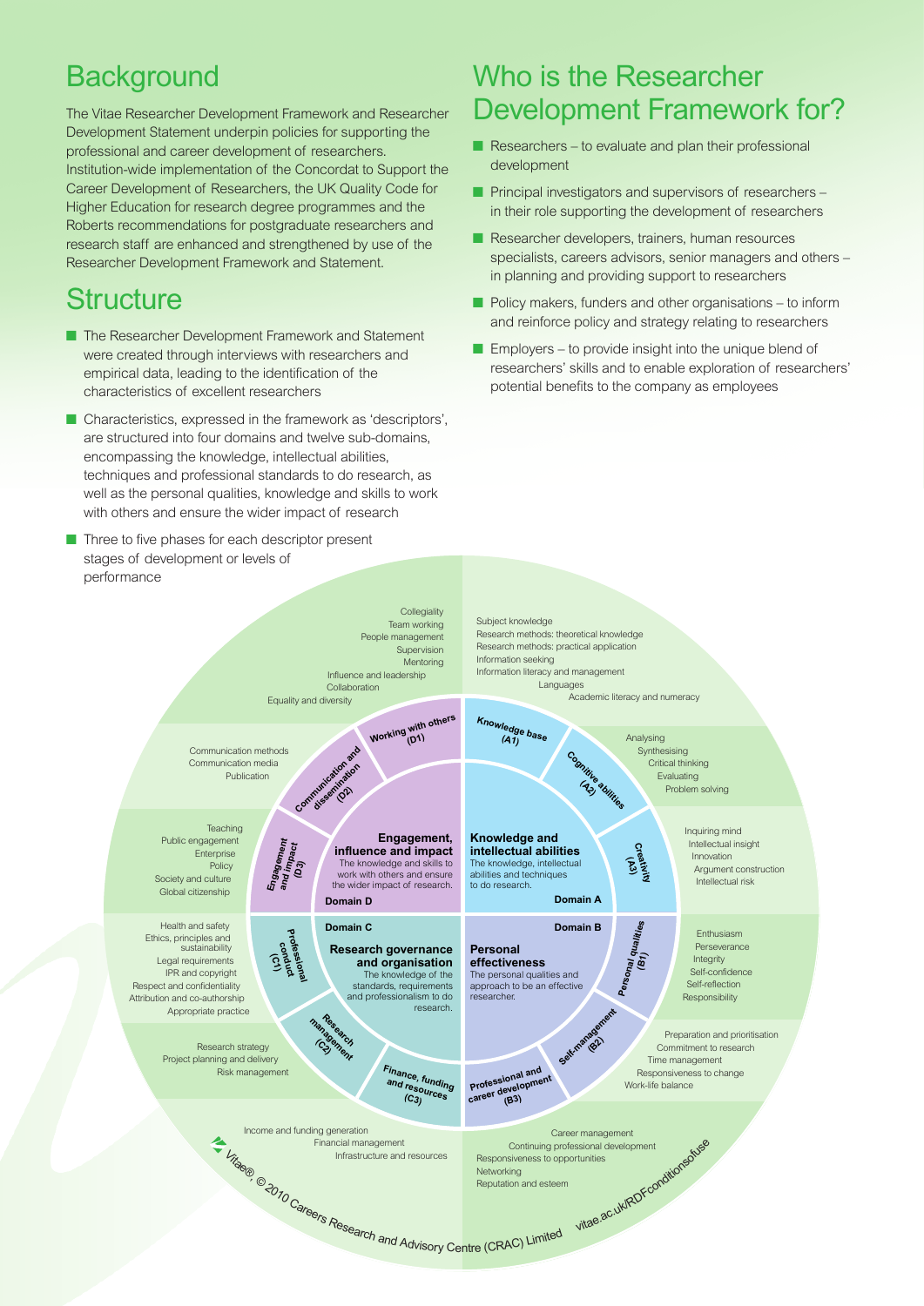## Background

The Vitae Researcher Development Framework and Researcher Development Statement underpin policies for supporting the professional and career development of researchers. Institution-wide implementation of the Concordat to Support the Career Development of Researchers, the UK Quality Code for Higher Education for research degree programmes and the Roberts recommendations for postgraduate researchers and research staff are enhanced and strengthened by use of the Researcher Development Framework and Statement.

## Structure

- The Researcher Development Framework and Statement were created through interviews with researchers and empirical data, leading to the identification of the characteristics of excellent researchers
- Characteristics, expressed in the framework as 'descriptors', are structured into four domains and twelve sub-domains, encompassing the knowledge, intellectual abilities, techniques and professional standards to do research, as well as the personal qualities, knowledge and skills to work with others and ensure the wider impact of research
- Three to five phases for each descriptor present stages of development or levels of performance

## Who is the Researcher Development Framework for?

- Researchers – to evaluate and plan their professional development
- Principal investigators and supervisors of researchers – in their role supporting the development of researchers
- Researcher developers, trainers, human resources specialists, careers advisors, senior managers and others – in planning and providing support to researchers
- Policy makers, funders and other organisations – to inform and reinforce policy and strategy relating to researchers
- Employers – to provide insight into the unique blend of researchers' skills and to enable exploration of researchers' potential benefits to the company as employees

**Domain A – Knowledge and intellectual abilities**
The knowledge, intellectual abilities and techniques to do research.

- Knowledge base (A1): Subject knowledge; Research methods: theoretical knowledge; Research methods: practical application; Information seeking; Information literacy and management; Languages; Academic literacy and numeracy
- Cognitive abilities (A2): Analysing; Synthesising; Critical thinking; Evaluating; Problem solving
- Creativity (A3): Inquiring mind; Intellectual insight; Innovation; Argument construction; Intellectual risk

**Domain B – Personal effectiveness**
The personal qualities and approach to be an effective researcher.

- Personal qualities (B1): Enthusiasm; Perseverance; Integrity; Self-confidence; Self-reflection; Responsibility
- Self-management (B2): Preparation and prioritisation; Commitment to research; Time management; Responsiveness to change; Work-life balance
- Professional and career development (B3): Career management; Continuing professional development; Responsiveness to opportunities; Networking; Reputation and esteem

**Domain C – Research governance and organisation**
The knowledge of the standards, requirements and professionalism to do research.

- Professional conduct (C1): Health and safety; Ethics, principles and sustainability; Legal requirements; IPR and copyright; Respect and confidentiality; Attribution and co-authorship; Appropriate practice
- Research management (C2): Research strategy; Project planning and delivery; Risk management
- Finance, funding and resources (C3): Income and funding generation; Financial management; Infrastructure and resources

**Domain D – Engagement, influence and impact**
The knowledge and skills to work with others and ensure the wider impact of research.

- Working with others (D1): Collegiality; Team working; People management; Supervision; Mentoring; Influence and leadership; Collaboration; Equality and diversity
- Communication and dissemination (D2): Communication methods; Communication media; Publication
- Engagement and impact (D3): Teaching; Public engagement; Enterprise; Policy; Society and culture; Global citizenship

Vitae®, © 2010 Careers Research and Advisory Centre (CRAC) Limited vitae.ac.uk/RDFconditionsofuse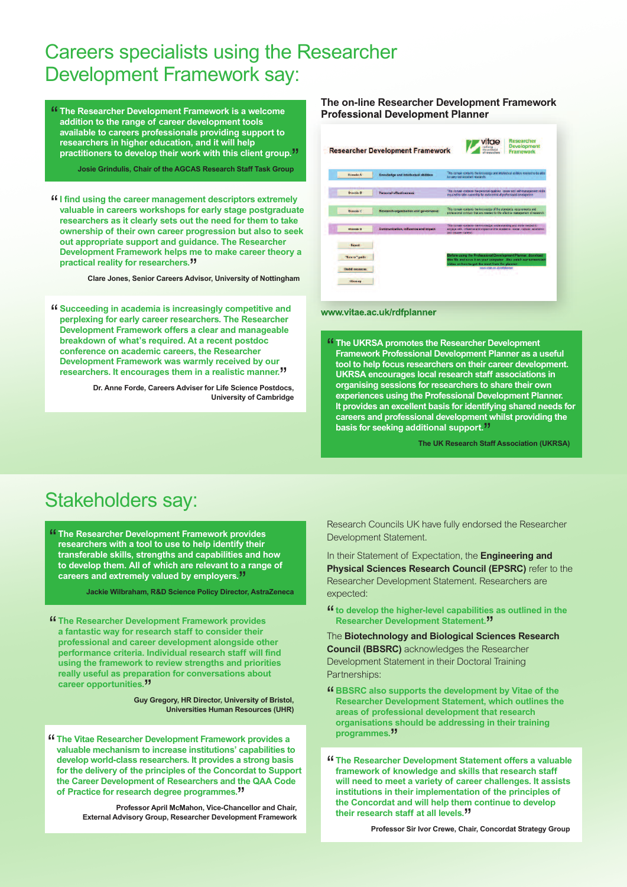# Careers specialists using the Researcher Development Framework say:

"The Researcher Development Framework is a welcome addition to the range of career development tools available to careers professionals providing support to researchers in higher education, and it will help practitioners to develop their work with this client group."

**Josie Grindulis, Chair of the AGCAS Research Staff Task Group**

"I find using the career management descriptors extremely valuable in careers workshops for early stage postgraduate researchers as it clearly sets out the need for them to take ownership of their own career progression but also to seek out appropriate support and guidance. The Researcher Development Framework helps me to make career theory a practical reality for researchers."

**Clare Jones, Senior Careers Advisor, University of Nottingham**

"Succeeding in academia is increasingly competitive and perplexing for early career researchers. The Researcher Development Framework offers a clear and manageable breakdown of what's required. At a recent postdoc conference on academic careers, the Researcher Development Framework was warmly received by our researchers. It encourages them in a realistic manner."

**Dr. Anne Forde, Careers Adviser for Life Science Postdocs, University of Cambridge**

### The on-line Researcher Development Framework Professional Development Planner

www.vitae.ac.uk/rdfplanner

"The UKRSA promotes the Researcher Development Framework Professional Development Planner as a useful tool to help focus researchers on their career development. UKRSA encourages local research staff associations in organising sessions for researchers to share their own experiences using the Professional Development Planner. It provides an excellent basis for identifying shared needs for careers and professional development whilst providing the basis for seeking additional support."

**The UK Research Staff Association (UKRSA)**

# Stakeholders say:

"The Researcher Development Framework provides researchers with a tool to use to help identify their transferable skills, strengths and capabilities and how to develop them. All of which are relevant to a range of careers and extremely valued by employers."

**Jackie Wilbraham, R&D Science Policy Director, AstraZeneca**

"The Researcher Development Framework provides a fantastic way for research staff to consider their professional and career development alongside other performance criteria. Individual research staff will find using the framework to review strengths and priorities really useful as preparation for conversations about career opportunities."

**Guy Gregory, HR Director, University of Bristol, Universities Human Resources (UHR)**

"The Vitae Researcher Development Framework provides a valuable mechanism to increase institutions' capabilities to develop world-class researchers. It provides a strong basis for the delivery of the principles of the Concordat to Support the Career Development of Researchers and the QAA Code of Practice for research degree programmes."

**Professor April McMahon, Vice-Chancellor and Chair, External Advisory Group, Researcher Development Framework**

Research Councils UK have fully endorsed the Researcher Development Statement.

In their Statement of Expectation, the **Engineering and Physical Sciences Research Council (EPSRC)** refer to the Researcher Development Statement. Researchers are expected:

"to develop the higher-level capabilities as outlined in the Researcher Development Statement."

The **Biotechnology and Biological Sciences Research Council (BBSRC)** acknowledges the Researcher Development Statement in their Doctoral Training Partnerships:

"BBSRC also supports the development by Vitae of the Researcher Development Statement, which outlines the areas of professional development that research organisations should be addressing in their training programmes."

"The Researcher Development Statement offers a valuable framework of knowledge and skills that research staff will need to meet a variety of career challenges. It assists institutions in their implementation of the principles of the Concordat and will help them continue to develop their research staff at all levels."

**Professor Sir Ivor Crewe, Chair, Concordat Strategy Group**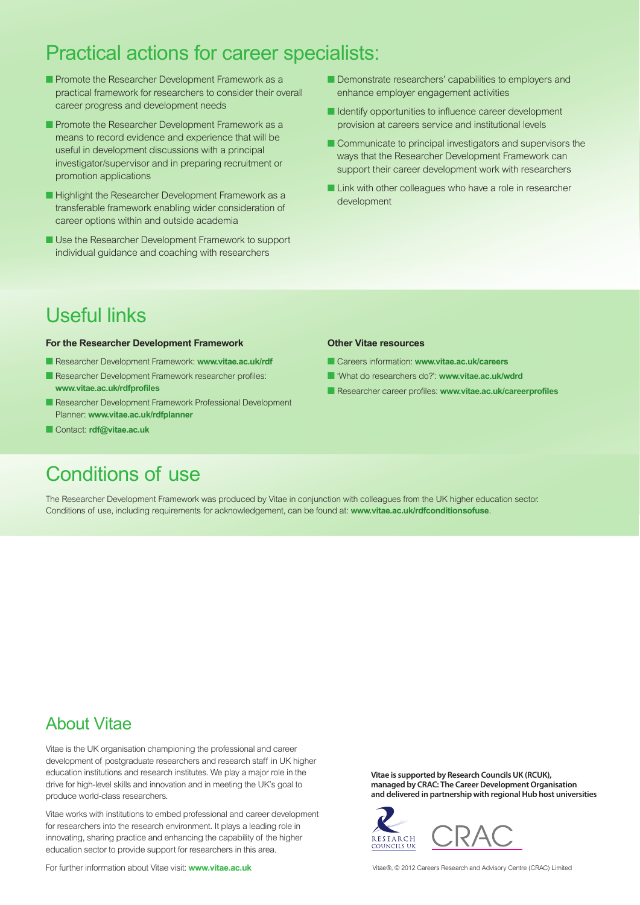## Practical actions for career specialists:

- Promote the Researcher Development Framework as a practical framework for researchers to consider their overall career progress and development needs
- Promote the Researcher Development Framework as a means to record evidence and experience that will be useful in development discussions with a principal investigator/supervisor and in preparing recruitment or promotion applications
- Highlight the Researcher Development Framework as a transferable framework enabling wider consideration of career options within and outside academia
- Use the Researcher Development Framework to support individual guidance and coaching with researchers
- Demonstrate researchers' capabilities to employers and enhance employer engagement activities
- Identify opportunities to influence career development provision at careers service and institutional levels
- Communicate to principal investigators and supervisors the ways that the Researcher Development Framework can support their career development work with researchers
- Link with other colleagues who have a role in researcher development

## Useful links

**For the Researcher Development Framework**

- Researcher Development Framework: **www.vitae.ac.uk/rdf**
- Researcher Development Framework researcher profiles: **www.vitae.ac.uk/rdfprofiles**
- Researcher Development Framework Professional Development Planner: **www.vitae.ac.uk/rdfplanner**
- Contact: **rdf@vitae.ac.uk**

**Other Vitae resources**

- Careers information: **www.vitae.ac.uk/careers**
- 'What do researchers do?': **www.vitae.ac.uk/wdrd**
- Researcher career profiles: **www.vitae.ac.uk/careerprofiles**

## Conditions of use

The Researcher Development Framework was produced by Vitae in conjunction with colleagues from the UK higher education sector. Conditions of use, including requirements for acknowledgement, can be found at: **www.vitae.ac.uk/rdfconditionsofuse**.

## About Vitae

Vitae is the UK organisation championing the professional and career development of postgraduate researchers and research staff in UK higher education institutions and research institutes. We play a major role in the drive for high-level skills and innovation and in meeting the UK's goal to produce world-class researchers.

Vitae works with institutions to embed professional and career development for researchers into the research environment. It plays a leading role in innovating, sharing practice and enhancing the capability of the higher education sector to provide support for researchers in this area.

For further information about Vitae visit: **www.vitae.ac.uk**

**Vitae is supported by Research Councils UK (RCUK), managed by CRAC: The Career Development Organisation and delivered in partnership with regional Hub host universities**

RESEARCH COUNCILS UK

CRAC

Vitae®, © 2012 Careers Research and Advisory Centre (CRAC) Limited